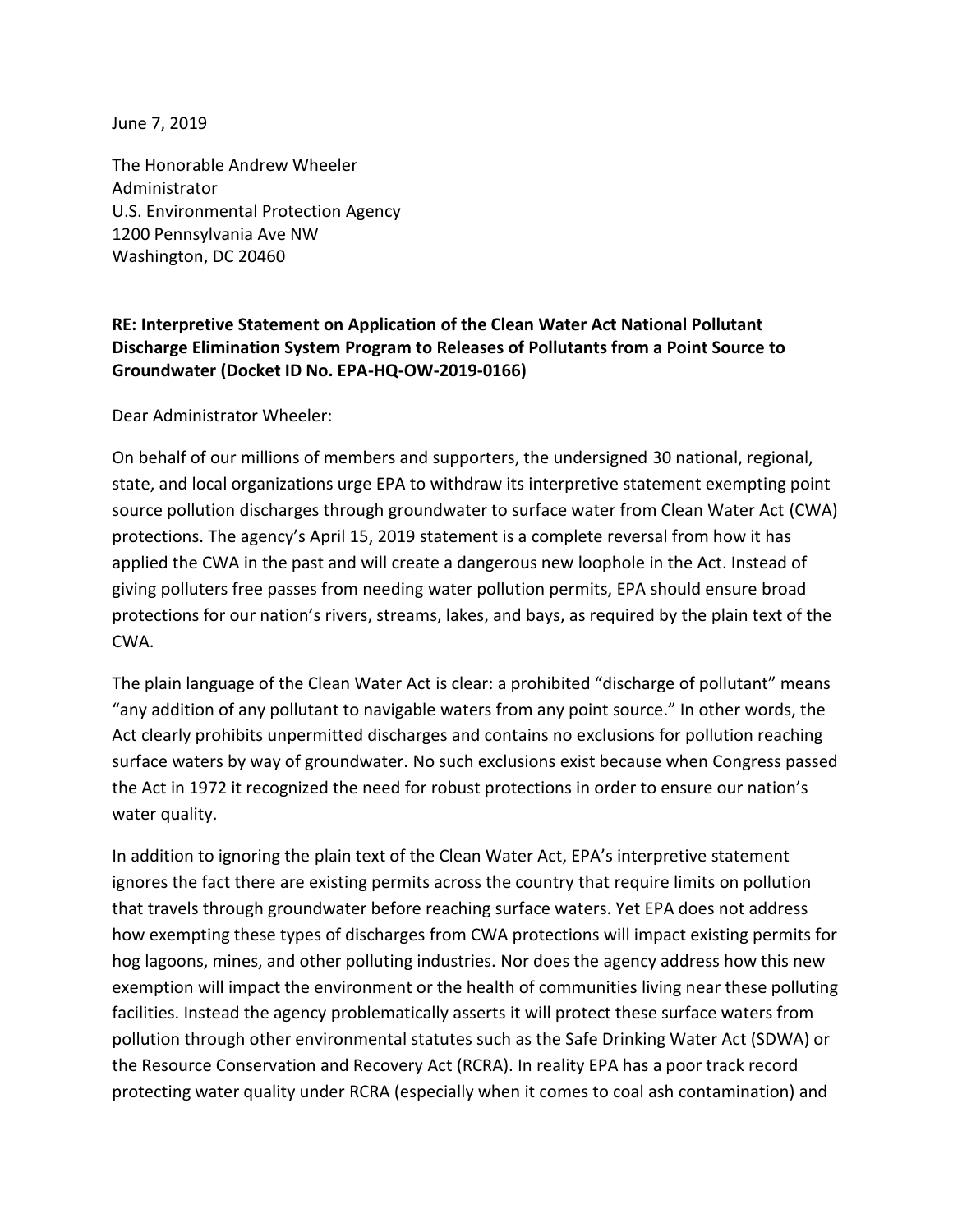June 7, 2019

The Honorable Andrew Wheeler
Administrator
U.S. Environmental Protection Agency
1200 Pennsylvania Ave NW
Washington, DC 20460

**RE: Interpretive Statement on Application of the Clean Water Act National Pollutant Discharge Elimination System Program to Releases of Pollutants from a Point Source to Groundwater (Docket ID No. EPA-HQ-OW-2019-0166)**

Dear Administrator Wheeler:

On behalf of our millions of members and supporters, the undersigned 30 national, regional, state, and local organizations urge EPA to withdraw its interpretive statement exempting point source pollution discharges through groundwater to surface water from Clean Water Act (CWA) protections. The agency's April 15, 2019 statement is a complete reversal from how it has applied the CWA in the past and will create a dangerous new loophole in the Act. Instead of giving polluters free passes from needing water pollution permits, EPA should ensure broad protections for our nation's rivers, streams, lakes, and bays, as required by the plain text of the CWA.

The plain language of the Clean Water Act is clear: a prohibited "discharge of pollutant" means "any addition of any pollutant to navigable waters from any point source." In other words, the Act clearly prohibits unpermitted discharges and contains no exclusions for pollution reaching surface waters by way of groundwater. No such exclusions exist because when Congress passed the Act in 1972 it recognized the need for robust protections in order to ensure our nation's water quality.

In addition to ignoring the plain text of the Clean Water Act, EPA's interpretive statement ignores the fact there are existing permits across the country that require limits on pollution that travels through groundwater before reaching surface waters. Yet EPA does not address how exempting these types of discharges from CWA protections will impact existing permits for hog lagoons, mines, and other polluting industries. Nor does the agency address how this new exemption will impact the environment or the health of communities living near these polluting facilities. Instead the agency problematically asserts it will protect these surface waters from pollution through other environmental statutes such as the Safe Drinking Water Act (SDWA) or the Resource Conservation and Recovery Act (RCRA). In reality EPA has a poor track record protecting water quality under RCRA (especially when it comes to coal ash contamination) and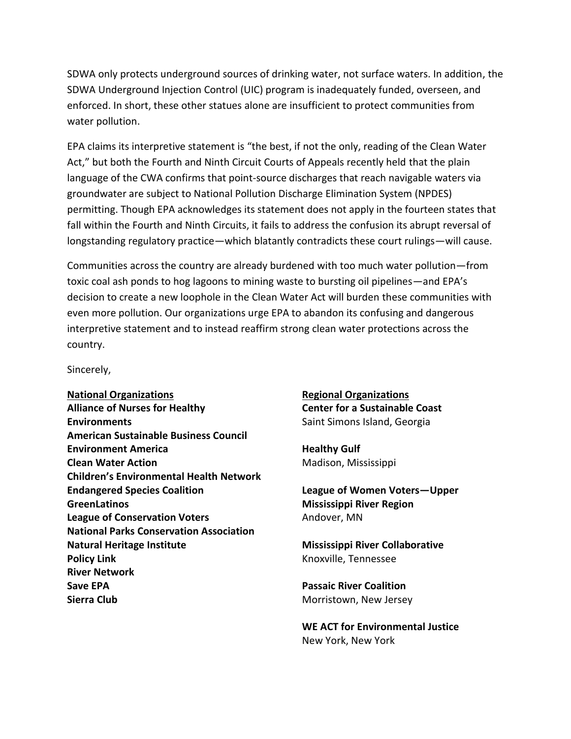SDWA only protects underground sources of drinking water, not surface waters. In addition, the SDWA Underground Injection Control (UIC) program is inadequately funded, overseen, and enforced. In short, these other statues alone are insufficient to protect communities from water pollution.

EPA claims its interpretive statement is "the best, if not the only, reading of the Clean Water Act," but both the Fourth and Ninth Circuit Courts of Appeals recently held that the plain language of the CWA confirms that point-source discharges that reach navigable waters via groundwater are subject to National Pollution Discharge Elimination System (NPDES) permitting. Though EPA acknowledges its statement does not apply in the fourteen states that fall within the Fourth and Ninth Circuits, it fails to address the confusion its abrupt reversal of longstanding regulatory practice—which blatantly contradicts these court rulings—will cause.

Communities across the country are already burdened with too much water pollution—from toxic coal ash ponds to hog lagoons to mining waste to bursting oil pipelines—and EPA's decision to create a new loophole in the Clean Water Act will burden these communities with even more pollution. Our organizations urge EPA to abandon its confusing and dangerous interpretive statement and to instead reaffirm strong clean water protections across the country.

Sincerely,

**National Organizations**

**Alliance of Nurses for Healthy Environments**
**American Sustainable Business Council**
**Environment America**
**Clean Water Action**
**Children's Environmental Health Network**
**Endangered Species Coalition**
**GreenLatinos**
**League of Conservation Voters**
**National Parks Conservation Association**
**Natural Heritage Institute**
**Policy Link**
**River Network**
**Save EPA**
**Sierra Club**

**Regional Organizations**

**Center for a Sustainable Coast**
Saint Simons Island, Georgia

**Healthy Gulf**
Madison, Mississippi

**League of Women Voters—Upper Mississippi River Region**
Andover, MN

**Mississippi River Collaborative**
Knoxville, Tennessee

**Passaic River Coalition**
Morristown, New Jersey

**WE ACT for Environmental Justice**
New York, New York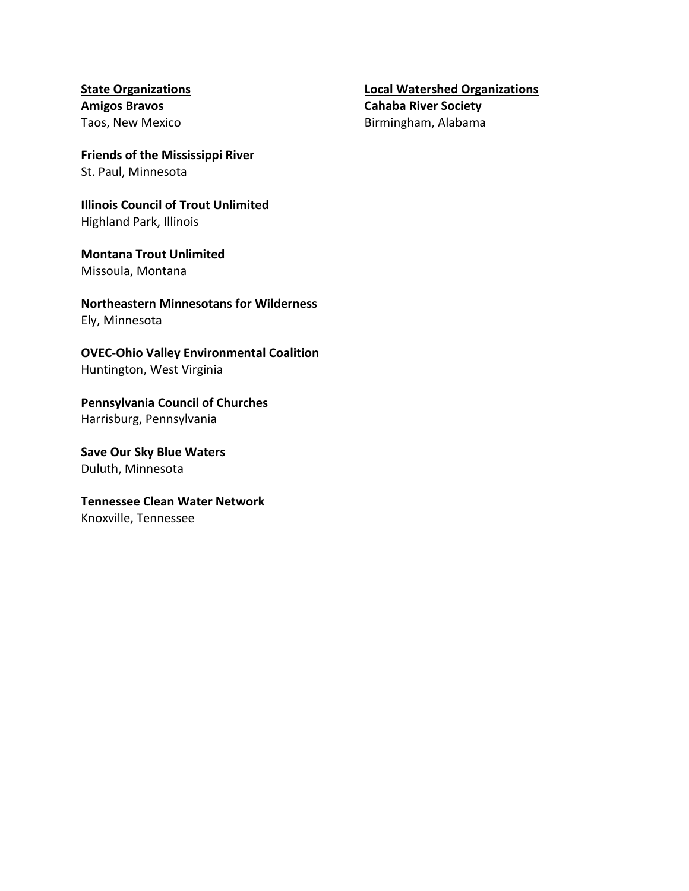**State Organizations**

**Amigos Bravos**
Taos, New Mexico

**Friends of the Mississippi River**
St. Paul, Minnesota

**Illinois Council of Trout Unlimited**
Highland Park, Illinois

**Montana Trout Unlimited**
Missoula, Montana

**Northeastern Minnesotans for Wilderness**
Ely, Minnesota

**OVEC-Ohio Valley Environmental Coalition**
Huntington, West Virginia

**Pennsylvania Council of Churches**
Harrisburg, Pennsylvania

**Save Our Sky Blue Waters**
Duluth, Minnesota

**Tennessee Clean Water Network**
Knoxville, Tennessee

**Local Watershed Organizations**

**Cahaba River Society**
Birmingham, Alabama